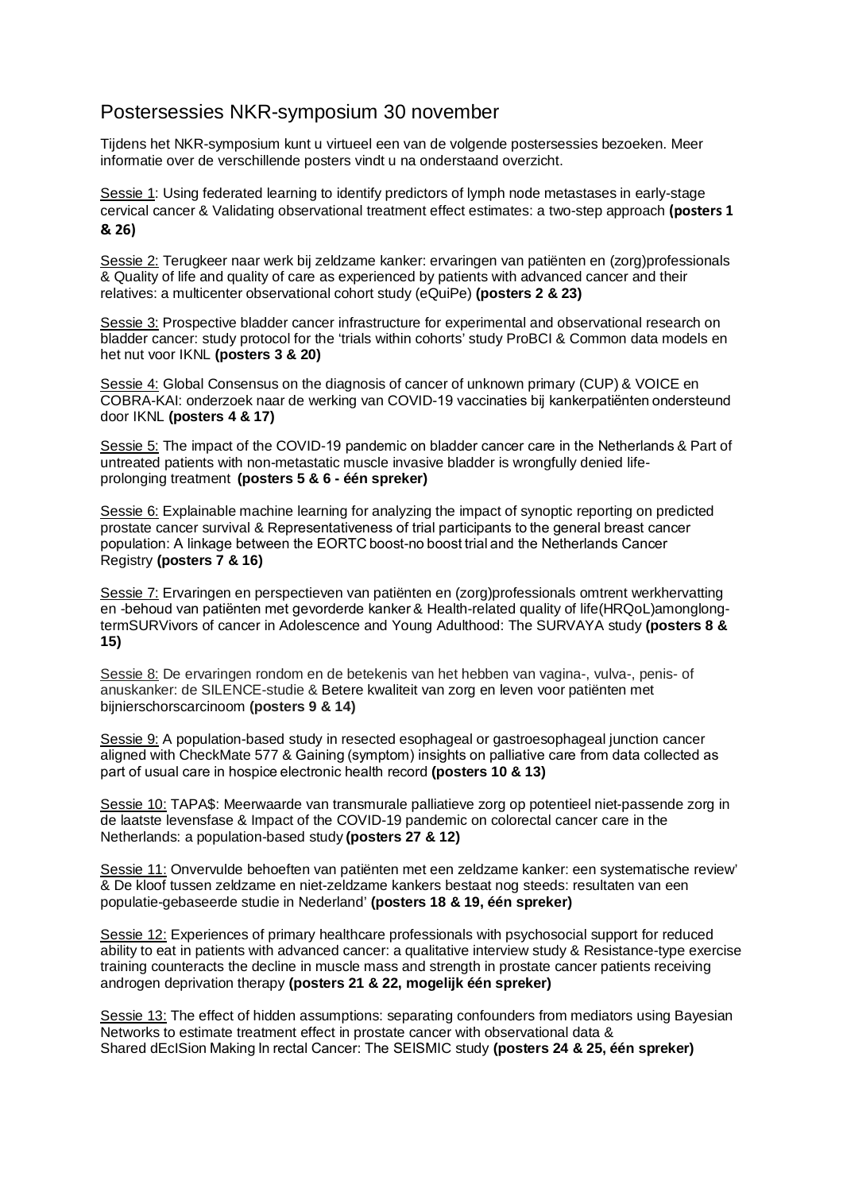# Postersessies NKR-symposium 30 november

Tijdens het NKR-symposium kunt u virtueel een van de volgende postersessies bezoeken. Meer informatie over de verschillende posters vindt u na onderstaand overzicht.

Sessie 1: Using federated learning to identify predictors of lymph node metastases in early-stage cervical cancer & Validating observational treatment effect estimates: a two-step approach **(posters 1 & 26)**

Sessie 2: Terugkeer naar werk bij zeldzame kanker: ervaringen van patiënten en (zorg)professionals & Quality of life and quality of care as experienced by patients with advanced cancer and their relatives: a multicenter observational cohort study (eQuiPe) **(posters 2 & 23)**

Sessie 3: Prospective bladder cancer infrastructure for experimental and observational research on bladder cancer: study protocol for the 'trials within cohorts' study ProBCI & Common data models en het nut voor IKNL **(posters 3 & 20)**

Sessie 4: Global Consensus on the diagnosis of cancer of unknown primary (CUP) & VOICE en COBRA-KAI: onderzoek naar de werking van COVID-19 vaccinaties bij kankerpatiënten ondersteund door IKNL **(posters 4 & 17)**

Sessie 5: The impact of the COVID-19 pandemic on bladder cancer care in the Netherlands & Part of untreated patients with non-metastatic muscle invasive bladder is wrongfully denied life-prolonging treatment **(posters 5 & 6 - één spreker)**

Sessie 6: Explainable machine learning for analyzing the impact of synoptic reporting on predicted prostate cancer survival & Representativeness of trial participants to the general breast cancer population: A linkage between the EORTC boost-no boost trial and the Netherlands Cancer Registry **(posters 7 & 16)**

Sessie 7: Ervaringen en perspectieven van patiënten en (zorg)professionals omtrent werkhervatting en -behoud van patiënten met gevorderde kanker & Health-related quality of life(HRQoL)amonglong-termSURVivors of cancer in Adolescence and Young Adulthood: The SURVAYA study **(posters 8 & 15)**

Sessie 8: De ervaringen rondom en de betekenis van het hebben van vagina-, vulva-, penis- of anuskanker: de SILENCE-studie & Betere kwaliteit van zorg en leven voor patiënten met bijnierschorscarcinoom **(posters 9 & 14)**

Sessie 9: A population-based study in resected esophageal or gastroesophageal junction cancer aligned with CheckMate 577 & Gaining (symptom) insights on palliative care from data collected as part of usual care in hospice electronic health record **(posters 10 & 13)**

Sessie 10: TAPA$: Meerwaarde van transmurale palliatieve zorg op potentieel niet-passende zorg in de laatste levensfase & Impact of the COVID-19 pandemic on colorectal cancer care in the Netherlands: a population-based study **(posters 27 & 12)**

Sessie 11: Onvervulde behoeften van patiënten met een zeldzame kanker: een systematische review' & De kloof tussen zeldzame en niet-zeldzame kankers bestaat nog steeds: resultaten van een populatie-gebaseerde studie in Nederland' **(posters 18 & 19, één spreker)**

Sessie 12: Experiences of primary healthcare professionals with psychosocial support for reduced ability to eat in patients with advanced cancer: a qualitative interview study & Resistance-type exercise training counteracts the decline in muscle mass and strength in prostate cancer patients receiving androgen deprivation therapy **(posters 21 & 22, mogelijk één spreker)**

Sessie 13: The effect of hidden assumptions: separating confounders from mediators using Bayesian Networks to estimate treatment effect in prostate cancer with observational data & Shared dEcISion Making In rectal Cancer: The SEISMIC study **(posters 24 & 25, één spreker)**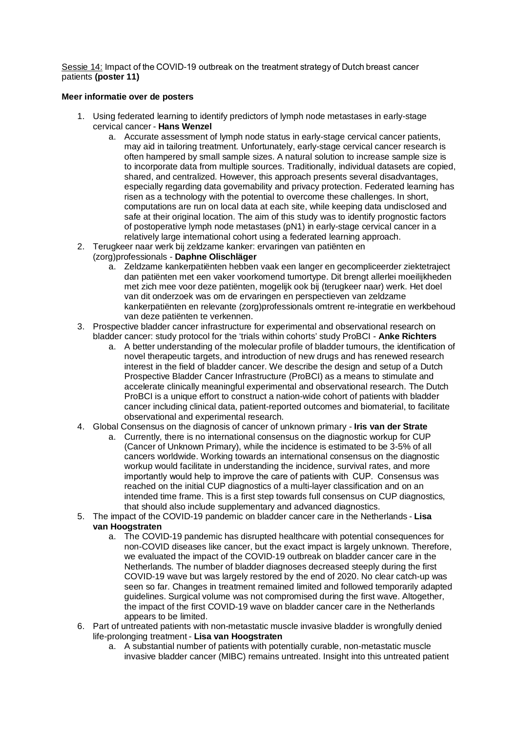Sessie 14: Impact of the COVID-19 outbreak on the treatment strategy of Dutch breast cancer patients **(poster 11)**

**Meer informatie over de posters**

1. Using federated learning to identify predictors of lymph node metastases in early-stage cervical cancer - **Hans Wenzel**
    a. Accurate assessment of lymph node status in early-stage cervical cancer patients, may aid in tailoring treatment. Unfortunately, early-stage cervical cancer research is often hampered by small sample sizes. A natural solution to increase sample size is to incorporate data from multiple sources. Traditionally, individual datasets are copied, shared, and centralized. However, this approach presents several disadvantages, especially regarding data governability and privacy protection. Federated learning has risen as a technology with the potential to overcome these challenges. In short, computations are run on local data at each site, while keeping data undisclosed and safe at their original location. The aim of this study was to identify prognostic factors of postoperative lymph node metastases (pN1) in early-stage cervical cancer in a relatively large international cohort using a federated learning approach.
2. Terugkeer naar werk bij zeldzame kanker: ervaringen van patiënten en (zorg)professionals - **Daphne Olischläger**
    a. Zeldzame kankerpatiënten hebben vaak een langer en gecompliceerder ziektetraject dan patiënten met een vaker voorkomend tumortype. Dit brengt allerlei moeilijkheden met zich mee voor deze patiënten, mogelijk ook bij (terugkeer naar) werk. Het doel van dit onderzoek was om de ervaringen en perspectieven van zeldzame kankerpatiënten en relevante (zorg)professionals omtrent re-integratie en werkbehoud van deze patiënten te verkennen.
3. Prospective bladder cancer infrastructure for experimental and observational research on bladder cancer: study protocol for the 'trials within cohorts' study ProBCI - **Anke Richters**
    a. A better understanding of the molecular profile of bladder tumours, the identification of novel therapeutic targets, and introduction of new drugs and has renewed research interest in the field of bladder cancer. We describe the design and setup of a Dutch Prospective Bladder Cancer Infrastructure (ProBCI) as a means to stimulate and accelerate clinically meaningful experimental and observational research. The Dutch ProBCI is a unique effort to construct a nation-wide cohort of patients with bladder cancer including clinical data, patient-reported outcomes and biomaterial, to facilitate observational and experimental research.
4. Global Consensus on the diagnosis of cancer of unknown primary - **Iris van der Strate**
    a. Currently, there is no international consensus on the diagnostic workup for CUP (Cancer of Unknown Primary), while the incidence is estimated to be 3-5% of all cancers worldwide. Working towards an international consensus on the diagnostic workup would facilitate in understanding the incidence, survival rates, and more importantly would help to improve the care of patients with CUP. Consensus was reached on the initial CUP diagnostics of a multi-layer classification and on an intended time frame. This is a first step towards full consensus on CUP diagnostics, that should also include supplementary and advanced diagnostics.
5. The impact of the COVID-19 pandemic on bladder cancer care in the Netherlands - **Lisa van Hoogstraten**
    a. The COVID-19 pandemic has disrupted healthcare with potential consequences for non-COVID diseases like cancer, but the exact impact is largely unknown. Therefore, we evaluated the impact of the COVID-19 outbreak on bladder cancer care in the Netherlands. The number of bladder diagnoses decreased steeply during the first COVID-19 wave but was largely restored by the end of 2020. No clear catch-up was seen so far. Changes in treatment remained limited and followed temporarily adapted guidelines. Surgical volume was not compromised during the first wave. Altogether, the impact of the first COVID-19 wave on bladder cancer care in the Netherlands appears to be limited.
6. Part of untreated patients with non-metastatic muscle invasive bladder is wrongfully denied life-prolonging treatment - **Lisa van Hoogstraten**
    a. A substantial number of patients with potentially curable, non-metastatic muscle invasive bladder cancer (MIBC) remains untreated. Insight into this untreated patient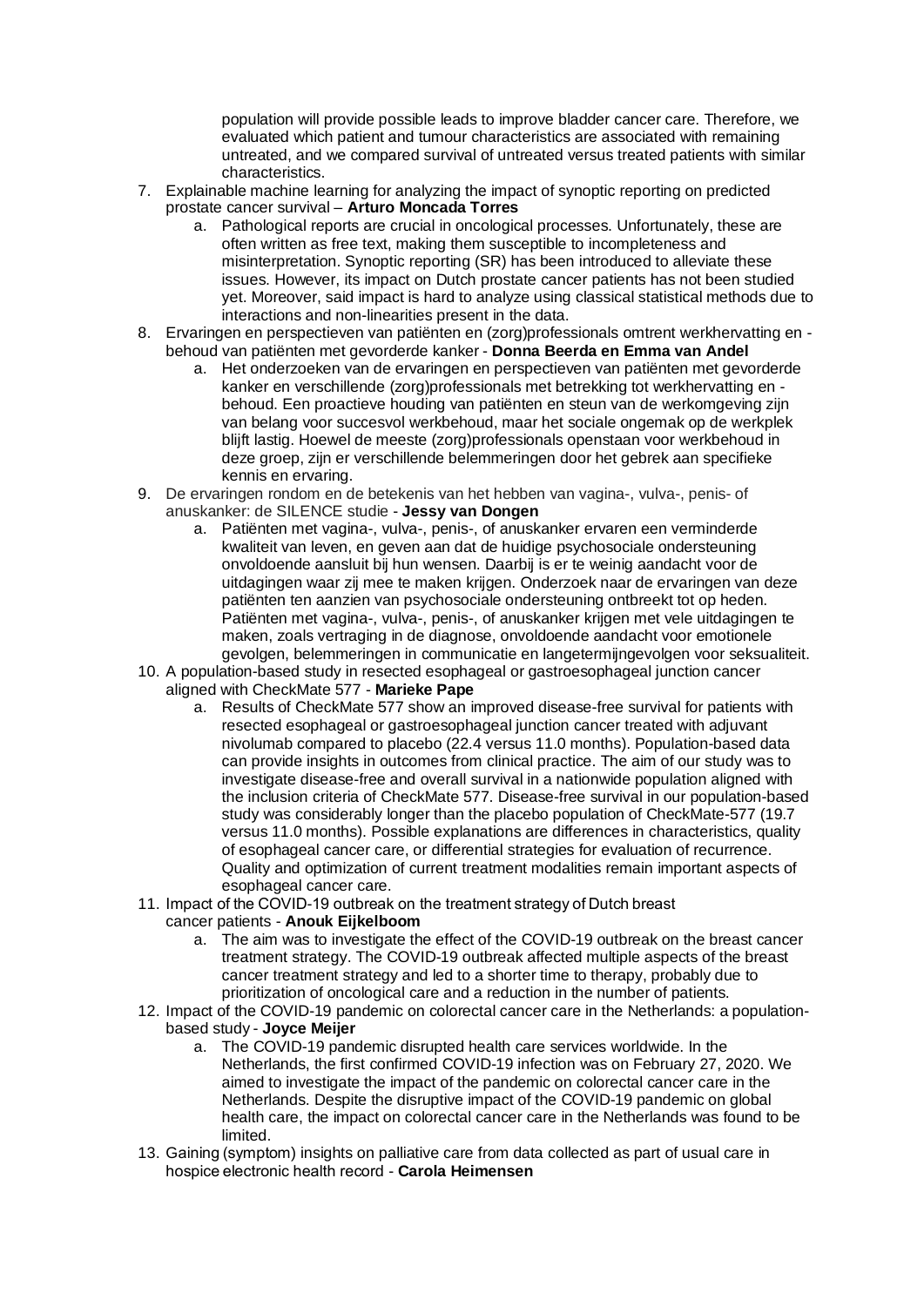population will provide possible leads to improve bladder cancer care. Therefore, we evaluated which patient and tumour characteristics are associated with remaining untreated, and we compared survival of untreated versus treated patients with similar characteristics.

7. Explainable machine learning for analyzing the impact of synoptic reporting on predicted prostate cancer survival – **Arturo Moncada Torres**
   a. Pathological reports are crucial in oncological processes. Unfortunately, these are often written as free text, making them susceptible to incompleteness and misinterpretation. Synoptic reporting (SR) has been introduced to alleviate these issues. However, its impact on Dutch prostate cancer patients has not been studied yet. Moreover, said impact is hard to analyze using classical statistical methods due to interactions and non-linearities present in the data.
8. Ervaringen en perspectieven van patiënten en (zorg)professionals omtrent werkhervatting en -behoud van patiënten met gevorderde kanker - **Donna Beerda en Emma van Andel**
   a. Het onderzoeken van de ervaringen en perspectieven van patiënten met gevorderde kanker en verschillende (zorg)professionals met betrekking tot werkhervatting en -behoud. Een proactieve houding van patiënten en steun van de werkomgeving zijn van belang voor succesvol werkbehoud, maar het sociale ongemak op de werkplek blijft lastig. Hoewel de meeste (zorg)professionals openstaan voor werkbehoud in deze groep, zijn er verschillende belemmeringen door het gebrek aan specifieke kennis en ervaring.
9. De ervaringen rondom en de betekenis van het hebben van vagina-, vulva-, penis- of anuskanker: de SILENCE studie - **Jessy van Dongen**
   a. Patiënten met vagina-, vulva-, penis-, of anuskanker ervaren een verminderde kwaliteit van leven, en geven aan dat de huidige psychosociale ondersteuning onvoldoende aansluit bij hun wensen. Daarbij is er te weinig aandacht voor de uitdagingen waar zij mee te maken krijgen. Onderzoek naar de ervaringen van deze patiënten ten aanzien van psychosociale ondersteuning ontbreekt tot op heden. Patiënten met vagina-, vulva-, penis-, of anuskanker krijgen met vele uitdagingen te maken, zoals vertraging in de diagnose, onvoldoende aandacht voor emotionele gevolgen, belemmeringen in communicatie en langetermijngevolgen voor seksualiteit.
10. A population-based study in resected esophageal or gastroesophageal junction cancer aligned with CheckMate 577 - **Marieke Pape**
    a. Results of CheckMate 577 show an improved disease-free survival for patients with resected esophageal or gastroesophageal junction cancer treated with adjuvant nivolumab compared to placebo (22.4 versus 11.0 months). Population-based data can provide insights in outcomes from clinical practice. The aim of our study was to investigate disease-free and overall survival in a nationwide population aligned with the inclusion criteria of CheckMate 577. Disease-free survival in our population-based study was considerably longer than the placebo population of CheckMate-577 (19.7 versus 11.0 months). Possible explanations are differences in characteristics, quality of esophageal cancer care, or differential strategies for evaluation of recurrence. Quality and optimization of current treatment modalities remain important aspects of esophageal cancer care.
11. Impact of the COVID-19 outbreak on the treatment strategy of Dutch breast cancer patients - **Anouk Eijkelboom**
    a. The aim was to investigate the effect of the COVID-19 outbreak on the breast cancer treatment strategy. The COVID-19 outbreak affected multiple aspects of the breast cancer treatment strategy and led to a shorter time to therapy, probably due to prioritization of oncological care and a reduction in the number of patients.
12. Impact of the COVID-19 pandemic on colorectal cancer care in the Netherlands: a population-based study - **Joyce Meijer**
    a. The COVID-19 pandemic disrupted health care services worldwide. In the Netherlands, the first confirmed COVID-19 infection was on February 27, 2020. We aimed to investigate the impact of the pandemic on colorectal cancer care in the Netherlands. Despite the disruptive impact of the COVID-19 pandemic on global health care, the impact on colorectal cancer care in the Netherlands was found to be limited.
13. Gaining (symptom) insights on palliative care from data collected as part of usual care in hospice electronic health record - **Carola Heimensen**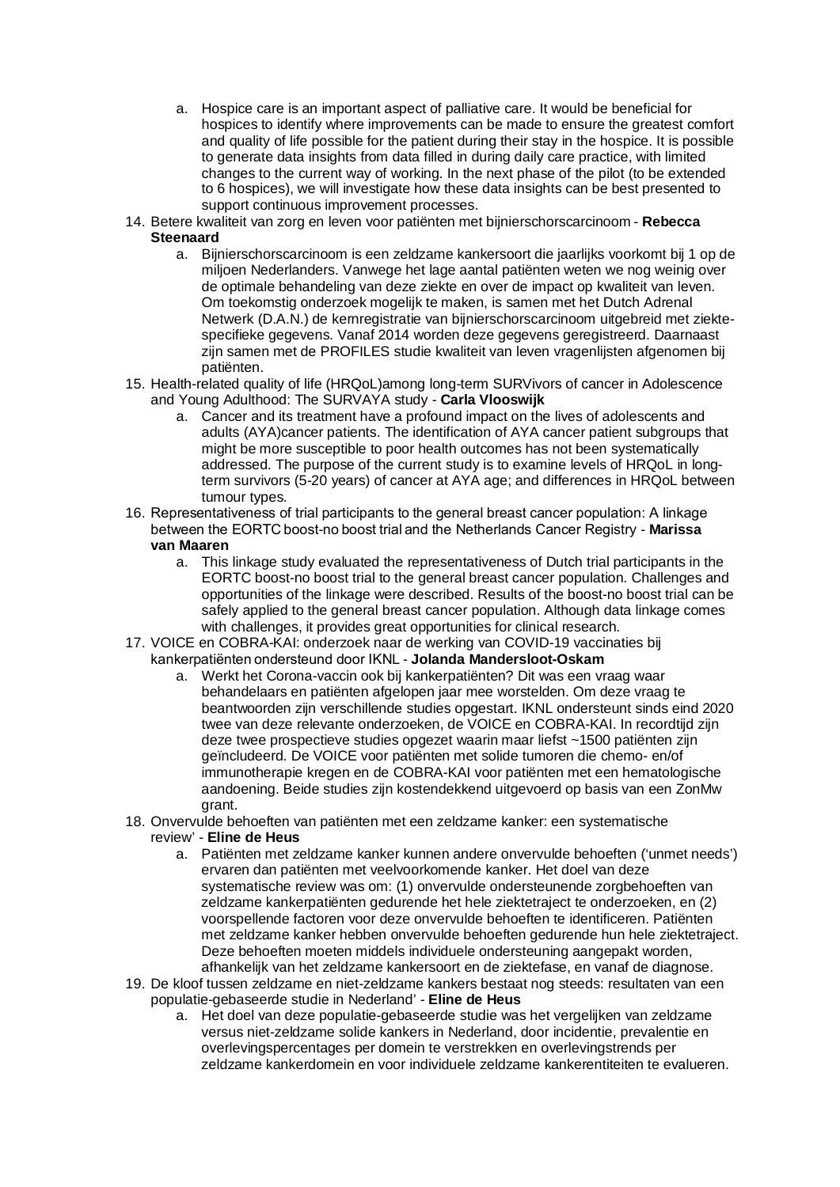a. Hospice care is an important aspect of palliative care. It would be beneficial for hospices to identify where improvements can be made to ensure the greatest comfort and quality of life possible for the patient during their stay in the hospice. It is possible to generate data insights from data filled in during daily care practice, with limited changes to the current way of working. In the next phase of the pilot (to be extended to 6 hospices), we will investigate how these data insights can be best presented to support continuous improvement processes.

14. Betere kwaliteit van zorg en leven voor patiënten met bijnierschorscarcinoom - **Rebecca Steenaard**
    a. Bijnierschorscarcinoom is een zeldzame kankersoort die jaarlijks voorkomt bij 1 op de miljoen Nederlanders. Vanwege het lage aantal patiënten weten we nog weinig over de optimale behandeling van deze ziekte en over de impact op kwaliteit van leven. Om toekomstig onderzoek mogelijk te maken, is samen met het Dutch Adrenal Netwerk (D.A.N.) de kernregistratie van bijnierschorscarcinoom uitgebreid met ziekte-specifieke gegevens. Vanaf 2014 worden deze gegevens geregistreerd. Daarnaast zijn samen met de PROFILES studie kwaliteit van leven vragenlijsten afgenomen bij patiënten.
15. Health-related quality of life (HRQoL)among long-term SURVivors of cancer in Adolescence and Young Adulthood: The SURVAYA study - **Carla Vlooswijk**
    a. Cancer and its treatment have a profound impact on the lives of adolescents and adults (AYA)cancer patients. The identification of AYA cancer patient subgroups that might be more susceptible to poor health outcomes has not been systematically addressed. The purpose of the current study is to examine levels of HRQoL in long-term survivors (5-20 years) of cancer at AYA age; and differences in HRQoL between tumour types.
16. Representativeness of trial participants to the general breast cancer population: A linkage between the EORTC boost-no boost trial and the Netherlands Cancer Registry - **Marissa van Maaren**
    a. This linkage study evaluated the representativeness of Dutch trial participants in the EORTC boost-no boost trial to the general breast cancer population. Challenges and opportunities of the linkage were described. Results of the boost-no boost trial can be safely applied to the general breast cancer population. Although data linkage comes with challenges, it provides great opportunities for clinical research.
17. VOICE en COBRA-KAI: onderzoek naar de werking van COVID-19 vaccinaties bij kankerpatiënten ondersteund door IKNL - **Jolanda Mandersloot-Oskam**
    a. Werkt het Corona-vaccin ook bij kankerpatiënten? Dit was een vraag waar behandelaars en patiënten afgelopen jaar mee worstelden. Om deze vraag te beantwoorden zijn verschillende studies opgestart. IKNL ondersteunt sinds eind 2020 twee van deze relevante onderzoeken, de VOICE en COBRA-KAI. In recordtijd zijn deze twee prospectieve studies opgezet waarin maar liefst ~1500 patiënten zijn geïncludeerd. De VOICE voor patiënten met solide tumoren die chemo- en/of immunotherapie kregen en de COBRA-KAI voor patiënten met een hematologische aandoening. Beide studies zijn kostendekkend uitgevoerd op basis van een ZonMw grant.
18. Onvervulde behoeften van patiënten met een zeldzame kanker: een systematische review' - **Eline de Heus**
    a. Patiënten met zeldzame kanker kunnen andere onvervulde behoeften ('unmet needs') ervaren dan patiënten met veelvoorkomende kanker. Het doel van deze systematische review was om: (1) onvervulde ondersteunende zorgbehoeften van zeldzame kankerpatiënten gedurende het hele ziektetraject te onderzoeken, en (2) voorspellende factoren voor deze onvervulde behoeften te identificeren. Patiënten met zeldzame kanker hebben onvervulde behoeften gedurende hun hele ziektetraject. Deze behoeften moeten middels individuele ondersteuning aangepakt worden, afhankelijk van het zeldzame kankersoort en de ziektefase, en vanaf de diagnose.
19. De kloof tussen zeldzame en niet-zeldzame kankers bestaat nog steeds: resultaten van een populatie-gebaseerde studie in Nederland' - **Eline de Heus**
    a. Het doel van deze populatie-gebaseerde studie was het vergelijken van zeldzame versus niet-zeldzame solide kankers in Nederland, door incidentie, prevalentie en overlevingspercentages per domein te verstrekken en overlevingstrends per zeldzame kankerdomein en voor individuele zeldzame kankerentiteiten te evalueren.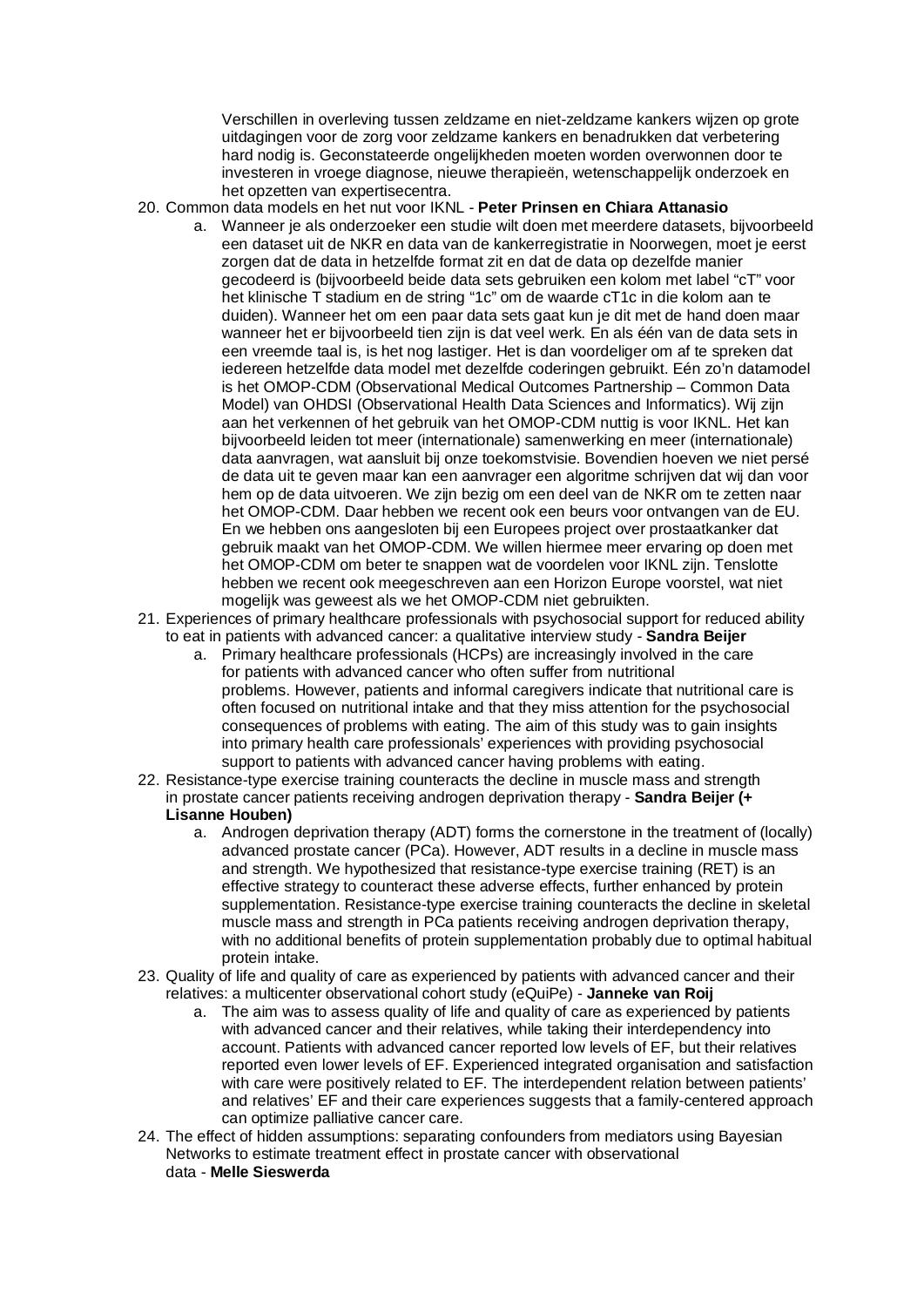Verschillen in overleving tussen zeldzame en niet-zeldzame kankers wijzen op grote uitdagingen voor de zorg voor zeldzame kankers en benadrukken dat verbetering hard nodig is. Geconstateerde ongelijkheden moeten worden overwonnen door te investeren in vroege diagnose, nieuwe therapieën, wetenschappelijk onderzoek en het opzetten van expertisecentra.

20. Common data models en het nut voor IKNL - **Peter Prinsen en Chiara Attanasio**
    a. Wanneer je als onderzoeker een studie wilt doen met meerdere datasets, bijvoorbeeld een dataset uit de NKR en data van de kankerregistratie in Noorwegen, moet je eerst zorgen dat de data in hetzelfde format zit en dat de data op dezelfde manier gecodeerd is (bijvoorbeeld beide data sets gebruiken een kolom met label “cT” voor het klinische T stadium en de string “1c” om de waarde cT1c in die kolom aan te duiden). Wanneer het om een paar data sets gaat kun je dit met de hand doen maar wanneer het er bijvoorbeeld tien zijn is dat veel werk. En als één van de data sets in een vreemde taal is, is het nog lastiger. Het is dan voordeliger om af te spreken dat iedereen hetzelfde data model met dezelfde coderingen gebruikt. Eén zo’n datamodel is het OMOP-CDM (Observational Medical Outcomes Partnership – Common Data Model) van OHDSI (Observational Health Data Sciences and Informatics). Wij zijn aan het verkennen of het gebruik van het OMOP-CDM nuttig is voor IKNL. Het kan bijvoorbeeld leiden tot meer (internationale) samenwerking en meer (internationale) data aanvragen, wat aansluit bij onze toekomstvisie. Bovendien hoeven we niet persé de data uit te geven maar kan een aanvrager een algoritme schrijven dat wij dan voor hem op de data uitvoeren. We zijn bezig om een deel van de NKR om te zetten naar het OMOP-CDM. Daar hebben we recent ook een beurs voor ontvangen van de EU. En we hebben ons aangesloten bij een Europees project over prostaatkanker dat gebruik maakt van het OMOP-CDM. We willen hiermee meer ervaring op doen met het OMOP-CDM om beter te snappen wat de voordelen voor IKNL zijn. Tenslotte hebben we recent ook meegeschreven aan een Horizon Europe voorstel, wat niet mogelijk was geweest als we het OMOP-CDM niet gebruikten.
21. Experiences of primary healthcare professionals with psychosocial support for reduced ability to eat in patients with advanced cancer: a qualitative interview study - **Sandra Beijer**
    a. Primary healthcare professionals (HCPs) are increasingly involved in the care for patients with advanced cancer who often suffer from nutritional problems. However, patients and informal caregivers indicate that nutritional care is often focused on nutritional intake and that they miss attention for the psychosocial consequences of problems with eating. The aim of this study was to gain insights into primary health care professionals’ experiences with providing psychosocial support to patients with advanced cancer having problems with eating.
22. Resistance-type exercise training counteracts the decline in muscle mass and strength in prostate cancer patients receiving androgen deprivation therapy - **Sandra Beijer (+ Lisanne Houben)**
    a. Androgen deprivation therapy (ADT) forms the cornerstone in the treatment of (locally) advanced prostate cancer (PCa). However, ADT results in a decline in muscle mass and strength. We hypothesized that resistance-type exercise training (RET) is an effective strategy to counteract these adverse effects, further enhanced by protein supplementation. Resistance-type exercise training counteracts the decline in skeletal muscle mass and strength in PCa patients receiving androgen deprivation therapy, with no additional benefits of protein supplementation probably due to optimal habitual protein intake.
23. Quality of life and quality of care as experienced by patients with advanced cancer and their relatives: a multicenter observational cohort study (eQuiPe) - **Janneke van Roij**
    a. The aim was to assess quality of life and quality of care as experienced by patients with advanced cancer and their relatives, while taking their interdependency into account. Patients with advanced cancer reported low levels of EF, but their relatives reported even lower levels of EF. Experienced integrated organisation and satisfaction with care were positively related to EF. The interdependent relation between patients’ and relatives’ EF and their care experiences suggests that a family-centered approach can optimize palliative cancer care.
24. The effect of hidden assumptions: separating confounders from mediators using Bayesian Networks to estimate treatment effect in prostate cancer with observational data - **Melle Sieswerda**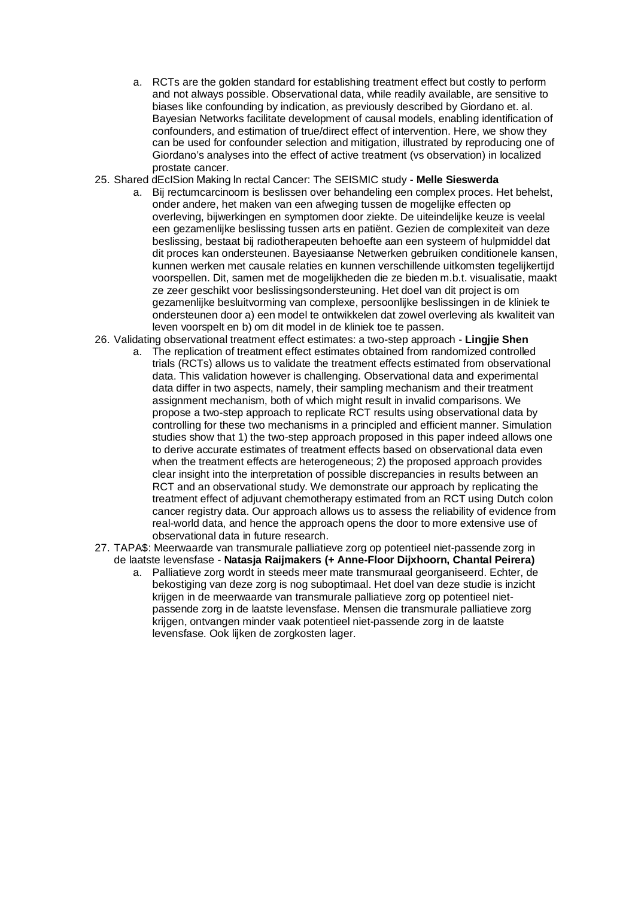a. RCTs are the golden standard for establishing treatment effect but costly to perform and not always possible. Observational data, while readily available, are sensitive to biases like confounding by indication, as previously described by Giordano et. al. Bayesian Networks facilitate development of causal models, enabling identification of confounders, and estimation of true/direct effect of intervention. Here, we show they can be used for confounder selection and mitigation, illustrated by reproducing one of Giordano's analyses into the effect of active treatment (vs observation) in localized prostate cancer.

25. Shared dEcISion Making In rectal Cancer: The SEISMIC study - **Melle Sieswerda**
    a. Bij rectumcarcinoom is beslissen over behandeling een complex proces. Het behelst, onder andere, het maken van een afweging tussen de mogelijke effecten op overleving, bijwerkingen en symptomen door ziekte. De uiteindelijke keuze is veelal een gezamenlijke beslissing tussen arts en patiënt. Gezien de complexiteit van deze beslissing, bestaat bij radiotherapeuten behoefte aan een systeem of hulpmiddel dat dit proces kan ondersteunen. Bayesiaanse Netwerken gebruiken conditionele kansen, kunnen werken met causale relaties en kunnen verschillende uitkomsten tegelijkertijd voorspellen. Dit, samen met de mogelijkheden die ze bieden m.b.t. visualisatie, maakt ze zeer geschikt voor beslissingsondersteuning. Het doel van dit project is om gezamenlijke besluitvorming van complexe, persoonlijke beslissingen in de kliniek te ondersteunen door a) een model te ontwikkelen dat zowel overleving als kwaliteit van leven voorspelt en b) om dit model in de kliniek toe te passen.

26. Validating observational treatment effect estimates: a two-step approach - **Lingjie Shen**
    a. The replication of treatment effect estimates obtained from randomized controlled trials (RCTs) allows us to validate the treatment effects estimated from observational data. This validation however is challenging. Observational data and experimental data differ in two aspects, namely, their sampling mechanism and their treatment assignment mechanism, both of which might result in invalid comparisons. We propose a two-step approach to replicate RCT results using observational data by controlling for these two mechanisms in a principled and efficient manner. Simulation studies show that 1) the two-step approach proposed in this paper indeed allows one to derive accurate estimates of treatment effects based on observational data even when the treatment effects are heterogeneous; 2) the proposed approach provides clear insight into the interpretation of possible discrepancies in results between an RCT and an observational study. We demonstrate our approach by replicating the treatment effect of adjuvant chemotherapy estimated from an RCT using Dutch colon cancer registry data. Our approach allows us to assess the reliability of evidence from real-world data, and hence the approach opens the door to more extensive use of observational data in future research.

27. TAPA$: Meerwaarde van transmurale palliatieve zorg op potentieel niet-passende zorg in de laatste levensfase - **Natasja Raijmakers (+ Anne-Floor Dijxhoorn, Chantal Peirera)**
    a. Palliatieve zorg wordt in steeds meer mate transmuraal georganiseerd. Echter, de bekostiging van deze zorg is nog suboptimaal. Het doel van deze studie is inzicht krijgen in de meerwaarde van transmurale palliatieve zorg op potentieel niet-passende zorg in de laatste levensfase. Mensen die transmurale palliatieve zorg krijgen, ontvangen minder vaak potentieel niet-passende zorg in de laatste levensfase. Ook lijken de zorgkosten lager.